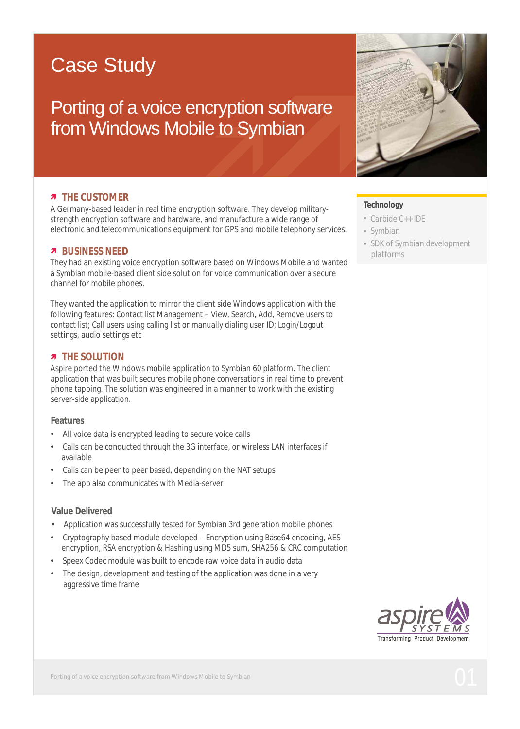# Case Study

## Porting of a voice encryption software from Windows Mobile to Symbian

### THE CUSTOMER

A Germany-based leader in real time encryption software. They develop military-strength encryption software and hardware, and manufacture a wide range of electronic and telecommunications equipment for GPS and mobile telephony services.

### BUSINESS NEED

They had an existing voice encryption software based on Windows Mobile and wanted a Symbian mobile-based client side solution for voice communication over a secure channel for mobile phones.

They wanted the application to mirror the client side Windows application with the following features: Contact list Management – View, Search, Add, Remove users to contact list; Call users using calling list or manually dialing user ID; Login/Logout settings, audio settings etc

### THE SOLUTION

Aspire ported the Windows mobile application to Symbian 60 platform. The client application that was built secures mobile phone conversations in real time to prevent phone tapping. The solution was engineered in a manner to work with the existing server-side application.

#### Features

- All voice data is encrypted leading to secure voice calls
- Calls can be conducted through the 3G interface, or wireless LAN interfaces if available
- Calls can be peer to peer based, depending on the NAT setups
- The app also communicates with Media-server

#### Value Delivered

- Application was successfully tested for Symbian 3rd generation mobile phones
- Cryptography based module developed – Encryption using Base64 encoding, AES encryption, RSA encryption & Hashing using MD5 sum, SHA256 & CRC computation
- Speex Codec module was built to encode raw voice data in audio data
- The design, development and testing of the application was done in a very aggressive time frame

#### Technology

- Carbide C++ IDE
- Symbian
- SDK of Symbian development platforms

aspire SYSTEMS
Transforming Product Development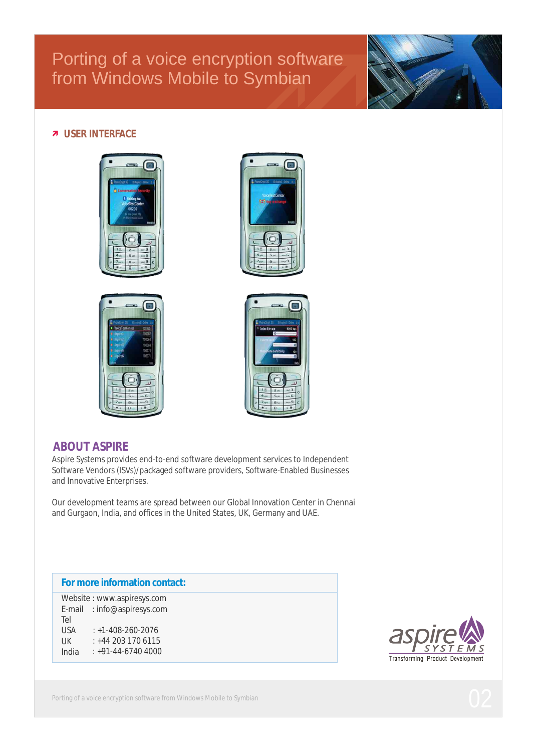# Porting of a voice encryption software from Windows Mobile to Symbian

## USER INTERFACE

## ABOUT ASPIRE

Aspire Systems provides end-to-end software development services to Independent Software Vendors (ISVs)/packaged software providers, Software-Enabled Businesses and Innovative Enterprises.

Our development teams are spread between our Global Innovation Center in Chennai and Gurgaon, India, and offices in the United States, UK, Germany and UAE.

**For more information contact:**

Website : www.aspiresys.com
E-mail : info@aspiresys.com
Tel
USA : +1-408-260-2076
UK : +44 203 170 6115
India : +91-44-6740 4000

aspire SYSTEMS
Transforming Product Development